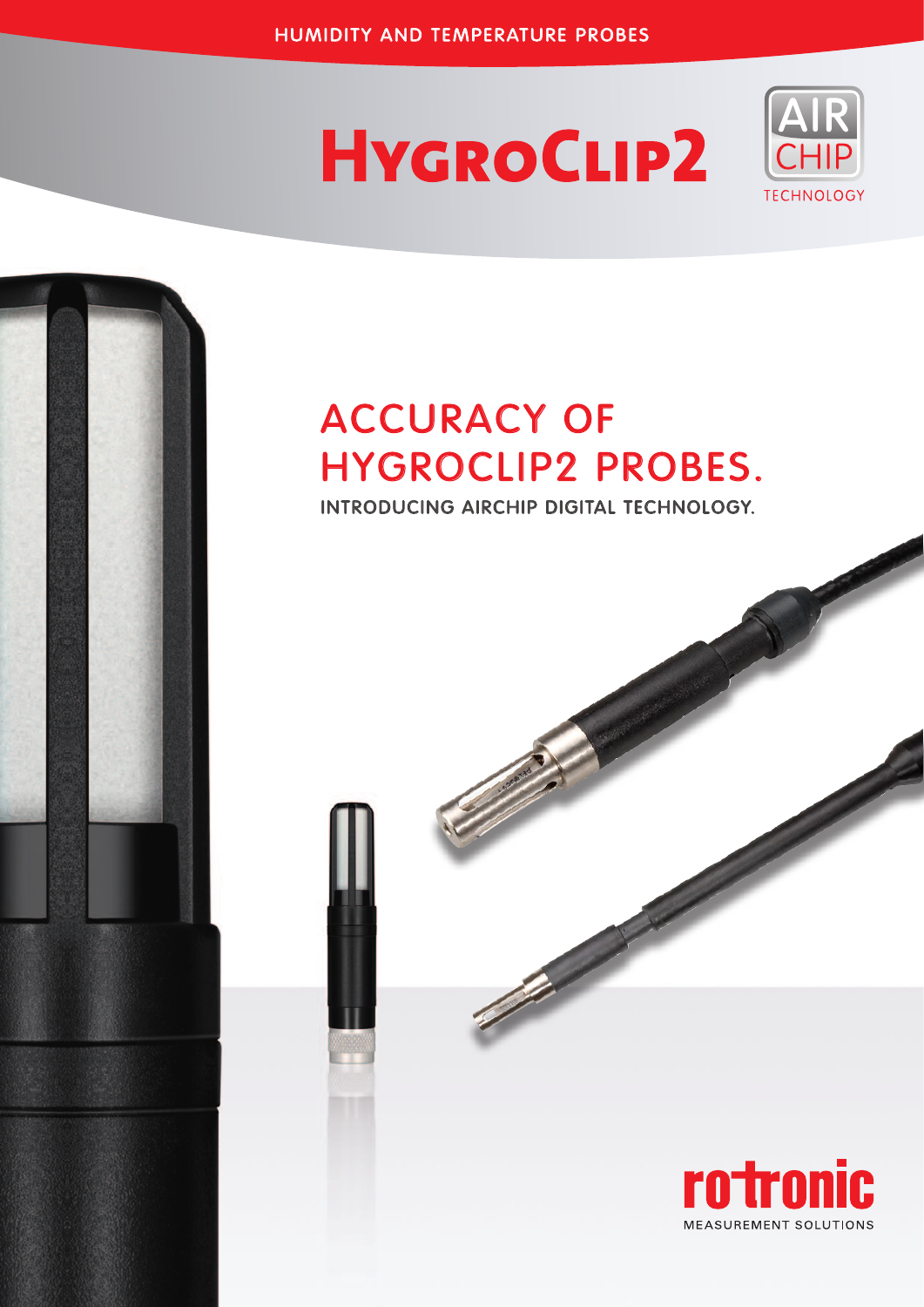HUMIDITY AND TEMPERATURE PROBES

# HygroClip2

AIR CHIP TECHNOLOGY

## ACCURACY OF HYGROCLIP2 PROBES.

### INTRODUCING AIRCHIP DIGITAL TECHNOLOGY.

rotronic
MEASUREMENT SOLUTIONS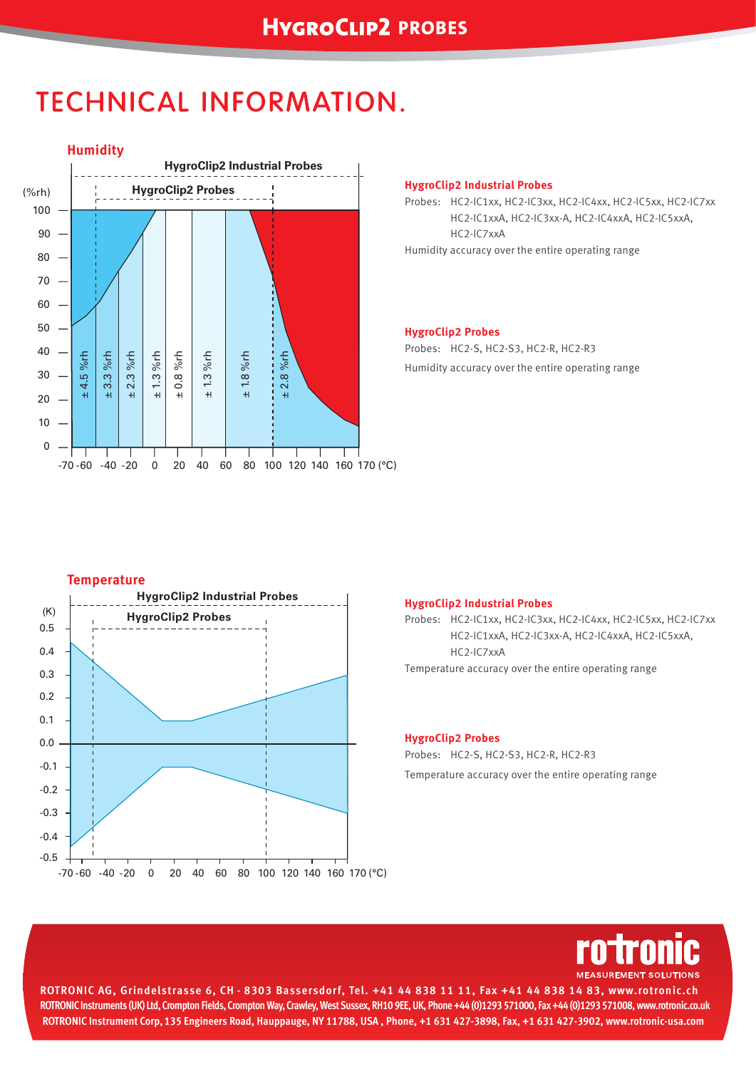# TECHNICAL INFORMATION.

## Humidity

HygroClip2 Industrial Probes

HygroClip2 Probes

(%rh)

100
90
80
70
60
50
40
30
20
10
0

± 4.5 %rh
± 3.3 %rh
± 2.3 %rh
± 1.3 %rh
± 0.8 %rh
± 1.3 %rh
± 1.8 %rh
± 2.8 %rh

-70 -60 -40 -20 0 20 40 60 80 100 120 140 160 170 (°C)

### HygroClip2 Industrial Probes

Probes: HC2-IC1xx, HC2-IC3xx, HC2-IC4xx, HC2-IC5xx, HC2-IC7xx
HC2-IC1xxA, HC2-IC3xx-A, HC2-IC4xxA, HC2-IC5xxA,
HC2-IC7xxA

Humidity accuracy over the entire operating range

### HygroClip2 Probes

Probes: HC2-S, HC2-S3, HC2-R, HC2-R3

Humidity accuracy over the entire operating range

## Temperature

HygroClip2 Industrial Probes

HygroClip2 Probes

(K)

0.5
0.4
0.3
0.2
0.1
0.0
-0.1
-0.2
-0.3
-0.4
-0.5

-70 -60 -40 -20 0 20 40 60 80 100 120 140 160 170 (°C)

### HygroClip2 Industrial Probes

Probes: HC2-IC1xx, HC2-IC3xx, HC2-IC4xx, HC2-IC5xx, HC2-IC7xx
HC2-IC1xxA, HC2-IC3xx-A, HC2-IC4xxA, HC2-IC5xxA,
HC2-IC7xxA

Temperature accuracy over the entire operating range

### HygroClip2 Probes

Probes: HC2-S, HC2-S3, HC2-R, HC2-R3

Temperature accuracy over the entire operating range

rotronic
MEASUREMENT SOLUTIONS

ROTRONIC AG, Grindelstrasse 6, CH - 8303 Bassersdorf, Tel. +41 44 838 11 11, Fax +41 44 838 14 83, www.rotronic.ch
ROTRONIC Instruments (UK) Ltd, Crompton Fields, Crompton Way, Crawley, West Sussex, RH10 9EE, UK, Phone +44 (0)1293 571000, Fax +44 (0)1293 571008, www.rotronic.co.uk
ROTRONIC Instrument Corp, 135 Engineers Road, Hauppauge, NY 11788, USA , Phone, +1 631 427-3898, Fax, +1 631 427-3902, www.rotronic-usa.com